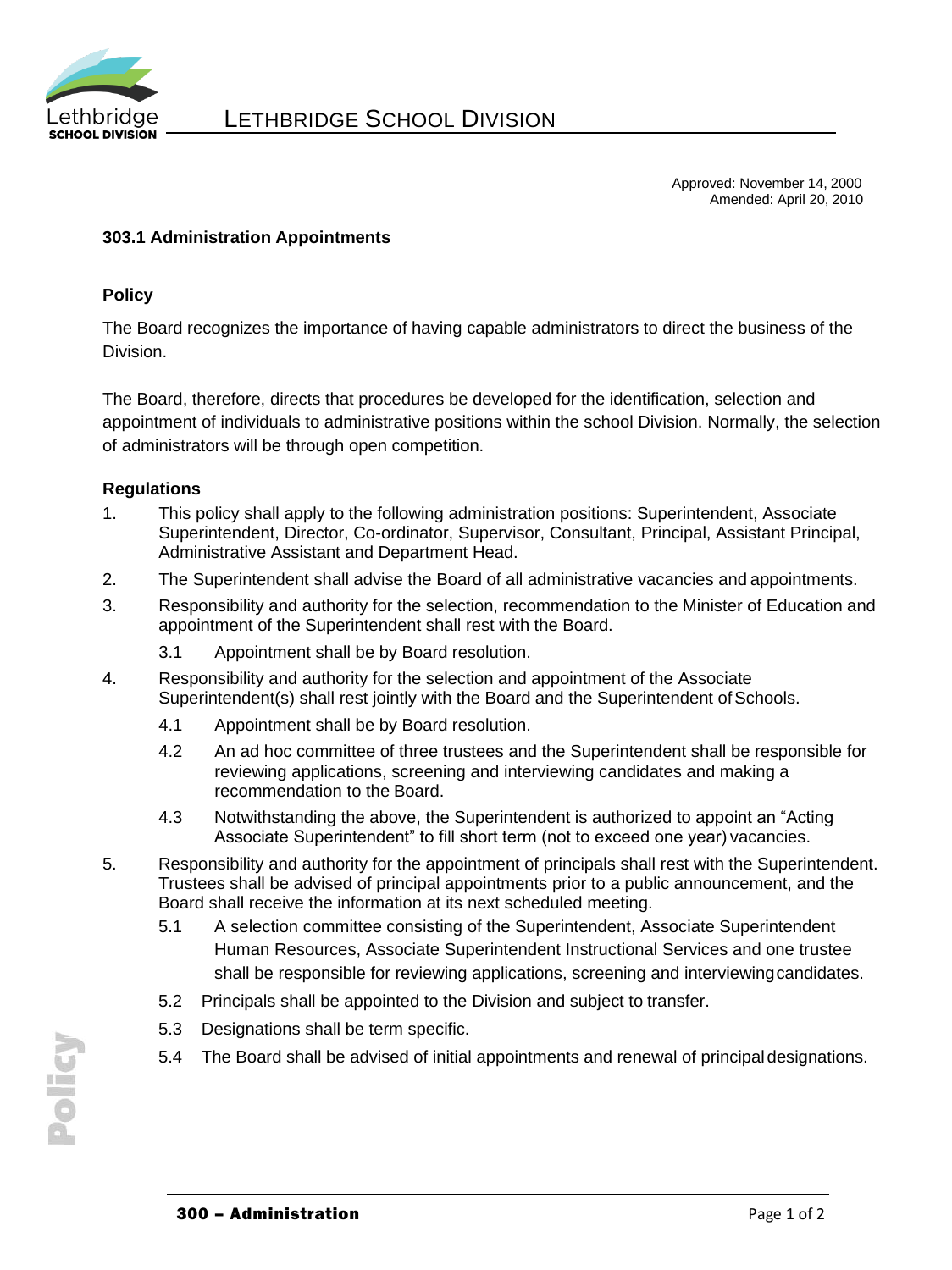Approved: November 14, 2000
Amended: April 20, 2010

# 303.1 Administration Appointments

## Policy

The Board recognizes the importance of having capable administrators to direct the business of the Division.

The Board, therefore, directs that procedures be developed for the identification, selection and appointment of individuals to administrative positions within the school Division. Normally, the selection of administrators will be through open competition.

## Regulations

1. This policy shall apply to the following administration positions: Superintendent, Associate Superintendent, Director, Co-ordinator, Supervisor, Consultant, Principal, Assistant Principal, Administrative Assistant and Department Head.
2. The Superintendent shall advise the Board of all administrative vacancies and appointments.
3. Responsibility and authority for the selection, recommendation to the Minister of Education and appointment of the Superintendent shall rest with the Board.
   - 3.1 Appointment shall be by Board resolution.
4. Responsibility and authority for the selection and appointment of the Associate Superintendent(s) shall rest jointly with the Board and the Superintendent of Schools.
   - 4.1 Appointment shall be by Board resolution.
   - 4.2 An ad hoc committee of three trustees and the Superintendent shall be responsible for reviewing applications, screening and interviewing candidates and making a recommendation to the Board.
   - 4.3 Notwithstanding the above, the Superintendent is authorized to appoint an "Acting Associate Superintendent" to fill short term (not to exceed one year) vacancies.
5. Responsibility and authority for the appointment of principals shall rest with the Superintendent. Trustees shall be advised of principal appointments prior to a public announcement, and the Board shall receive the information at its next scheduled meeting.
   - 5.1 A selection committee consisting of the Superintendent, Associate Superintendent Human Resources, Associate Superintendent Instructional Services and one trustee shall be responsible for reviewing applications, screening and interviewing candidates.
   - 5.2 Principals shall be appointed to the Division and subject to transfer.
   - 5.3 Designations shall be term specific.
   - 5.4 The Board shall be advised of initial appointments and renewal of principal designations.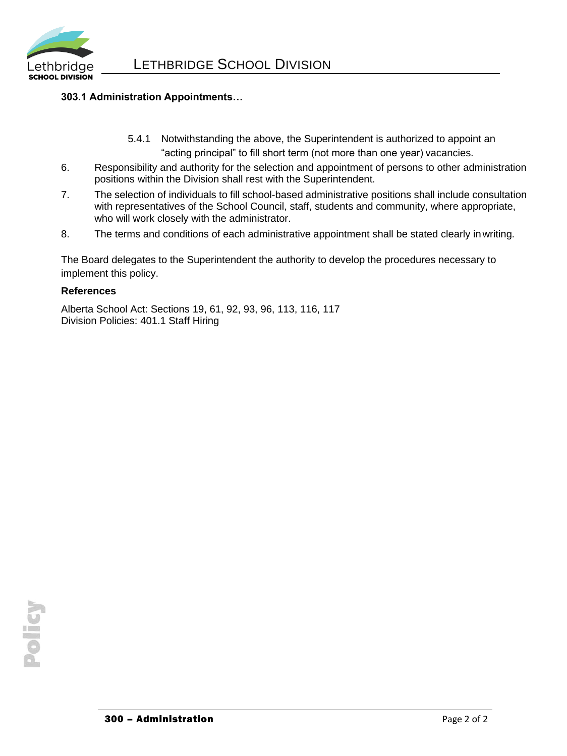**303.1 Administration Appointments…**

5.4.1 Notwithstanding the above, the Superintendent is authorized to appoint an "acting principal" to fill short term (not more than one year) vacancies.

6. Responsibility and authority for the selection and appointment of persons to other administration positions within the Division shall rest with the Superintendent.

7. The selection of individuals to fill school-based administrative positions shall include consultation with representatives of the School Council, staff, students and community, where appropriate, who will work closely with the administrator.

8. The terms and conditions of each administrative appointment shall be stated clearly in writing.

The Board delegates to the Superintendent the authority to develop the procedures necessary to implement this policy.

**References**

Alberta School Act: Sections 19, 61, 92, 93, 96, 113, 116, 117
Division Policies: 401.1 Staff Hiring